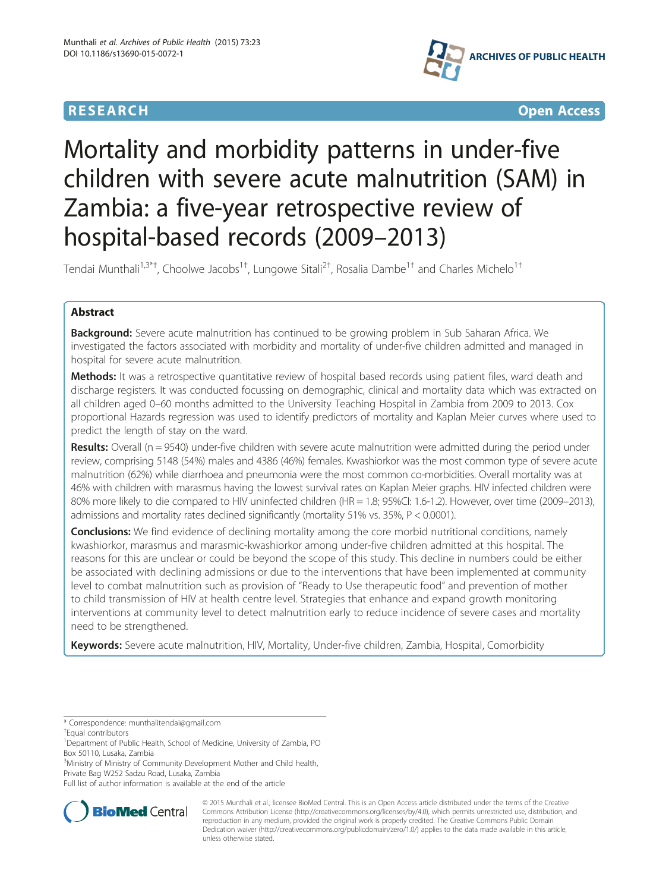# RESEARCH

Open Access

# Mortality and morbidity patterns in under-five children with severe acute malnutrition (SAM) in Zambia: a five-year retrospective review of hospital-based records (2009–2013)

Tendai Munthali[1,3*†], Choolwe Jacobs[1†], Lungowe Sitali[2†], Rosalia Dambe[1†] and Charles Michelo[1†]

## Abstract

**Background:** Severe acute malnutrition has continued to be growing problem in Sub Saharan Africa. We investigated the factors associated with morbidity and mortality of under-five children admitted and managed in hospital for severe acute malnutrition.

**Methods:** It was a retrospective quantitative review of hospital based records using patient files, ward death and discharge registers. It was conducted focussing on demographic, clinical and mortality data which was extracted on all children aged 0–60 months admitted to the University Teaching Hospital in Zambia from 2009 to 2013. Cox proportional Hazards regression was used to identify predictors of mortality and Kaplan Meier curves where used to predict the length of stay on the ward.

**Results:** Overall (n = 9540) under-five children with severe acute malnutrition were admitted during the period under review, comprising 5148 (54%) males and 4386 (46%) females. Kwashiorkor was the most common type of severe acute malnutrition (62%) while diarrhoea and pneumonia were the most common co-morbidities. Overall mortality was at 46% with children with marasmus having the lowest survival rates on Kaplan Meier graphs. HIV infected children were 80% more likely to die compared to HIV uninfected children (HR = 1.8; 95%CI: 1.6-1.2). However, over time (2009–2013), admissions and mortality rates declined significantly (mortality 51% vs. 35%, P < 0.0001).

**Conclusions:** We find evidence of declining mortality among the core morbid nutritional conditions, namely kwashiorkor, marasmus and marasmic-kwashiorkor among under-five children admitted at this hospital. The reasons for this are unclear or could be beyond the scope of this study. This decline in numbers could be either be associated with declining admissions or due to the interventions that have been implemented at community level to combat malnutrition such as provision of "Ready to Use therapeutic food" and prevention of mother to child transmission of HIV at health centre level. Strategies that enhance and expand growth monitoring interventions at community level to detect malnutrition early to reduce incidence of severe cases and mortality need to be strengthened.

**Keywords:** Severe acute malnutrition, HIV, Mortality, Under-five children, Zambia, Hospital, Comorbidity

---

* Correspondence: munthalitendai@gmail.com
†Equal contributors
[1]Department of Public Health, School of Medicine, University of Zambia, PO Box 50110, Lusaka, Zambia
[3]Ministry of Ministry of Community Development Mother and Child health, Private Bag W252 Sadzu Road, Lusaka, Zambia
Full list of author information is available at the end of the article

© 2015 Munthali et al.; licensee BioMed Central. This is an Open Access article distributed under the terms of the Creative Commons Attribution License (http://creativecommons.org/licenses/by/4.0), which permits unrestricted use, distribution, and reproduction in any medium, provided the original work is properly credited. The Creative Commons Public Domain Dedication waiver (http://creativecommons.org/publicdomain/zero/1.0/) applies to the data made available in this article, unless otherwise stated.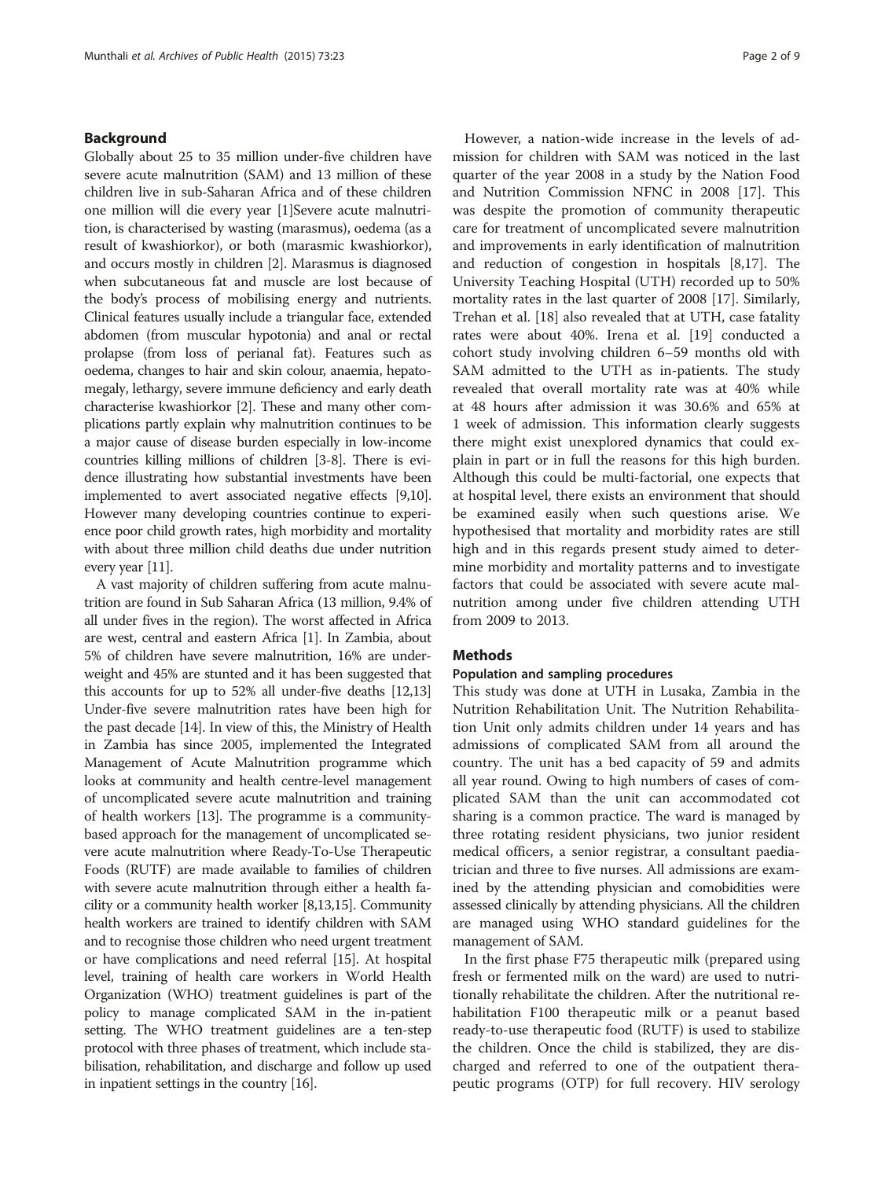## Background

Globally about 25 to 35 million under-five children have severe acute malnutrition (SAM) and 13 million of these children live in sub-Saharan Africa and of these children one million will die every year [1]Severe acute malnutrition, is characterised by wasting (marasmus), oedema (as a result of kwashiorkor), or both (marasmic kwashiorkor), and occurs mostly in children [2]. Marasmus is diagnosed when subcutaneous fat and muscle are lost because of the body's process of mobilising energy and nutrients. Clinical features usually include a triangular face, extended abdomen (from muscular hypotonia) and anal or rectal prolapse (from loss of perianal fat). Features such as oedema, changes to hair and skin colour, anaemia, hepatomegaly, lethargy, severe immune deficiency and early death characterise kwashiorkor [2]. These and many other complications partly explain why malnutrition continues to be a major cause of disease burden especially in low-income countries killing millions of children [3-8]. There is evidence illustrating how substantial investments have been implemented to avert associated negative effects [9,10]. However many developing countries continue to experience poor child growth rates, high morbidity and mortality with about three million child deaths due under nutrition every year [11].

A vast majority of children suffering from acute malnutrition are found in Sub Saharan Africa (13 million, 9.4% of all under fives in the region). The worst affected in Africa are west, central and eastern Africa [1]. In Zambia, about 5% of children have severe malnutrition, 16% are underweight and 45% are stunted and it has been suggested that this accounts for up to 52% all under-five deaths [12,13] Under-five severe malnutrition rates have been high for the past decade [14]. In view of this, the Ministry of Health in Zambia has since 2005, implemented the Integrated Management of Acute Malnutrition programme which looks at community and health centre-level management of uncomplicated severe acute malnutrition and training of health workers [13]. The programme is a community-based approach for the management of uncomplicated severe acute malnutrition where Ready-To-Use Therapeutic Foods (RUTF) are made available to families of children with severe acute malnutrition through either a health facility or a community health worker [8,13,15]. Community health workers are trained to identify children with SAM and to recognise those children who need urgent treatment or have complications and need referral [15]. At hospital level, training of health care workers in World Health Organization (WHO) treatment guidelines is part of the policy to manage complicated SAM in the in-patient setting. The WHO treatment guidelines are a ten-step protocol with three phases of treatment, which include stabilisation, rehabilitation, and discharge and follow up used in inpatient settings in the country [16].

However, a nation-wide increase in the levels of admission for children with SAM was noticed in the last quarter of the year 2008 in a study by the Nation Food and Nutrition Commission NFNC in 2008 [17]. This was despite the promotion of community therapeutic care for treatment of uncomplicated severe malnutrition and improvements in early identification of malnutrition and reduction of congestion in hospitals [8,17]. The University Teaching Hospital (UTH) recorded up to 50% mortality rates in the last quarter of 2008 [17]. Similarly, Trehan et al. [18] also revealed that at UTH, case fatality rates were about 40%. Irena et al. [19] conducted a cohort study involving children 6–59 months old with SAM admitted to the UTH as in-patients. The study revealed that overall mortality rate was at 40% while at 48 hours after admission it was 30.6% and 65% at 1 week of admission. This information clearly suggests there might exist unexplored dynamics that could explain in part or in full the reasons for this high burden. Although this could be multi-factorial, one expects that at hospital level, there exists an environment that should be examined easily when such questions arise. We hypothesised that mortality and morbidity rates are still high and in this regards present study aimed to determine morbidity and mortality patterns and to investigate factors that could be associated with severe acute malnutrition among under five children attending UTH from 2009 to 2013.

## Methods

### Population and sampling procedures

This study was done at UTH in Lusaka, Zambia in the Nutrition Rehabilitation Unit. The Nutrition Rehabilitation Unit only admits children under 14 years and has admissions of complicated SAM from all around the country. The unit has a bed capacity of 59 and admits all year round. Owing to high numbers of cases of complicated SAM than the unit can accommodated cot sharing is a common practice. The ward is managed by three rotating resident physicians, two junior resident medical officers, a senior registrar, a consultant paediatrician and three to five nurses. All admissions are examined by the attending physician and comobidities were assessed clinically by attending physicians. All the children are managed using WHO standard guidelines for the management of SAM.

In the first phase F75 therapeutic milk (prepared using fresh or fermented milk on the ward) are used to nutritionally rehabilitate the children. After the nutritional rehabilitation F100 therapeutic milk or a peanut based ready-to-use therapeutic food (RUTF) is used to stabilize the children. Once the child is stabilized, they are discharged and referred to one of the outpatient therapeutic programs (OTP) for full recovery. HIV serology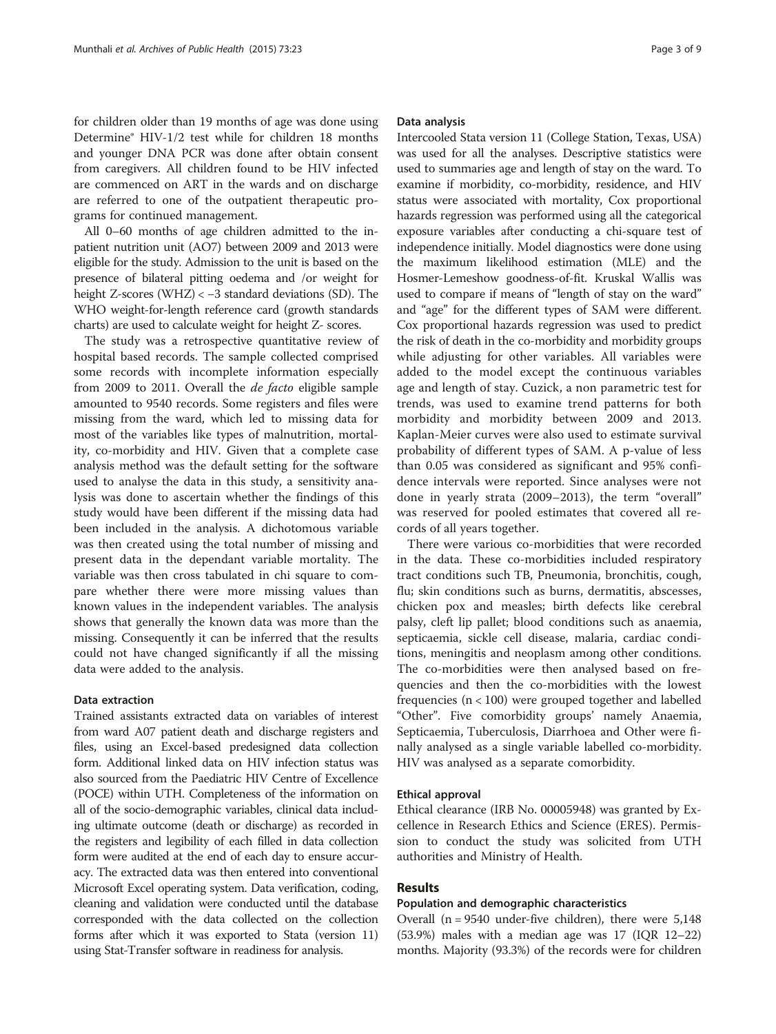for children older than 19 months of age was done using Determine® HIV-1/2 test while for children 18 months and younger DNA PCR was done after obtain consent from caregivers. All children found to be HIV infected are commenced on ART in the wards and on discharge are referred to one of the outpatient therapeutic programs for continued management.

All 0–60 months of age children admitted to the in-patient nutrition unit (AO7) between 2009 and 2013 were eligible for the study. Admission to the unit is based on the presence of bilateral pitting oedema and /or weight for height Z-scores (WHZ) < −3 standard deviations (SD). The WHO weight-for-length reference card (growth standards charts) are used to calculate weight for height Z- scores.

The study was a retrospective quantitative review of hospital based records. The sample collected comprised some records with incomplete information especially from 2009 to 2011. Overall the *de facto* eligible sample amounted to 9540 records. Some registers and files were missing from the ward, which led to missing data for most of the variables like types of malnutrition, mortality, co-morbidity and HIV. Given that a complete case analysis method was the default setting for the software used to analyse the data in this study, a sensitivity analysis was done to ascertain whether the findings of this study would have been different if the missing data had been included in the analysis. A dichotomous variable was then created using the total number of missing and present data in the dependant variable mortality. The variable was then cross tabulated in chi square to compare whether there were more missing values than known values in the independent variables. The analysis shows that generally the known data was more than the missing. Consequently it can be inferred that the results could not have changed significantly if all the missing data were added to the analysis.

### Data extraction

Trained assistants extracted data on variables of interest from ward A07 patient death and discharge registers and files, using an Excel-based predesigned data collection form. Additional linked data on HIV infection status was also sourced from the Paediatric HIV Centre of Excellence (POCE) within UTH. Completeness of the information on all of the socio-demographic variables, clinical data including ultimate outcome (death or discharge) as recorded in the registers and legibility of each filled in data collection form were audited at the end of each day to ensure accuracy. The extracted data was then entered into conventional Microsoft Excel operating system. Data verification, coding, cleaning and validation were conducted until the database corresponded with the data collected on the collection forms after which it was exported to Stata (version 11) using Stat-Transfer software in readiness for analysis.

### Data analysis

Intercooled Stata version 11 (College Station, Texas, USA) was used for all the analyses. Descriptive statistics were used to summaries age and length of stay on the ward. To examine if morbidity, co-morbidity, residence, and HIV status were associated with mortality, Cox proportional hazards regression was performed using all the categorical exposure variables after conducting a chi-square test of independence initially. Model diagnostics were done using the maximum likelihood estimation (MLE) and the Hosmer-Lemeshow goodness-of-fit. Kruskal Wallis was used to compare if means of "length of stay on the ward" and "age" for the different types of SAM were different. Cox proportional hazards regression was used to predict the risk of death in the co-morbidity and morbidity groups while adjusting for other variables. All variables were added to the model except the continuous variables age and length of stay. Cuzick, a non parametric test for trends, was used to examine trend patterns for both morbidity and morbidity between 2009 and 2013. Kaplan-Meier curves were also used to estimate survival probability of different types of SAM. A p-value of less than 0.05 was considered as significant and 95% confidence intervals were reported. Since analyses were not done in yearly strata (2009–2013), the term "overall" was reserved for pooled estimates that covered all records of all years together.

There were various co-morbidities that were recorded in the data. These co-morbidities included respiratory tract conditions such TB, Pneumonia, bronchitis, cough, flu; skin conditions such as burns, dermatitis, abscesses, chicken pox and measles; birth defects like cerebral palsy, cleft lip pallet; blood conditions such as anaemia, septicaemia, sickle cell disease, malaria, cardiac conditions, meningitis and neoplasm among other conditions. The co-morbidities were then analysed based on frequencies and then the co-morbidities with the lowest frequencies ($n < 100$) were grouped together and labelled "Other". Five comorbidity groups' namely Anaemia, Septicaemia, Tuberculosis, Diarrhoea and Other were finally analysed as a single variable labelled co-morbidity. HIV was analysed as a separate comorbidity.

### Ethical approval

Ethical clearance (IRB No. 00005948) was granted by Excellence in Research Ethics and Science (ERES). Permission to conduct the study was solicited from UTH authorities and Ministry of Health.

## Results

### Population and demographic characteristics

Overall ($n = 9540$ under-five children), there were 5,148 (53.9%) males with a median age was 17 (IQR 12–22) months. Majority (93.3%) of the records were for children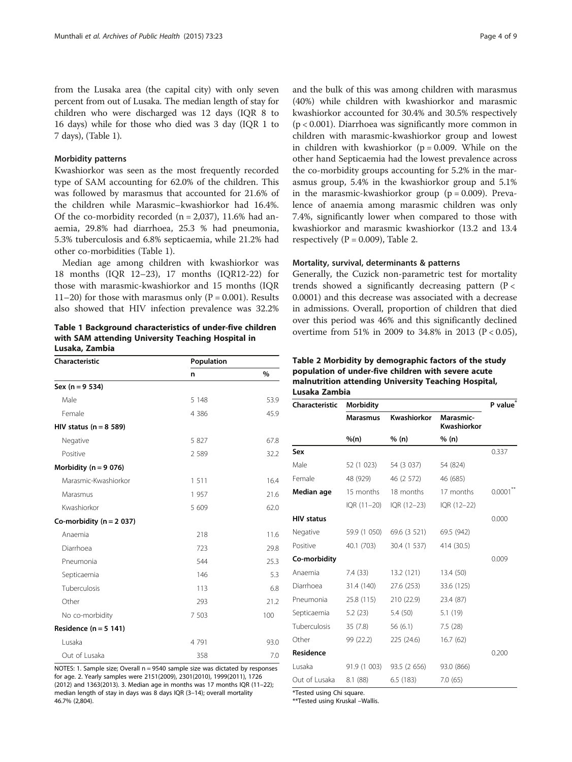from the Lusaka area (the capital city) with only seven percent from out of Lusaka. The median length of stay for children who were discharged was 12 days (IQR 8 to 16 days) while for those who died was 3 day (IQR 1 to 7 days), (Table 1).

### Morbidity patterns

Kwashiorkor was seen as the most frequently recorded type of SAM accounting for 62.0% of the children. This was followed by marasmus that accounted for 21.6% of the children while Marasmic–kwashiorkor had 16.4%. Of the co-morbidity recorded (n = 2,037), 11.6% had anaemia, 29.8% had diarrhoea, 25.3 % had pneumonia, 5.3% tuberculosis and 6.8% septicaemia, while 21.2% had other co-morbidities (Table 1).

Median age among children with kwashiorkor was 18 months (IQR 12–23), 17 months (IQR12-22) for those with marasmic-kwashiorkor and 15 months (IQR 11–20) for those with marasmus only (P = 0.001). Results also showed that HIV infection prevalence was 32.2% and the bulk of this was among children with marasmus (40%) while children with kwashiorkor and marasmic kwashiorkor accounted for 30.4% and 30.5% respectively (p < 0.001). Diarrhoea was significantly more common in children with marasmic-kwashiorkor group and lowest in children with kwashiorkor (p = 0.009. While on the other hand Septicaemia had the lowest prevalence across the co-morbidity groups accounting for 5.2% in the marasmus group, 5.4% in the kwashiorkor group and 5.1% in the marasmic-kwashiorkor group (p = 0.009). Prevalence of anaemia among marasmic children was only 7.4%, significantly lower when compared to those with kwashiorkor and marasmic kwashiorkor (13.2 and 13.4 respectively (P = 0.009), Table 2.

**Table 1 Background characteristics of under-five children with SAM attending University Teaching Hospital in Lusaka, Zambia**

| Characteristic | Population | |
|---|---|---|
| | n | % |
| **Sex (n = 9 534)** | | |
| Male | 5 148 | 53.9 |
| Female | 4 386 | 45.9 |
| **HIV status (n = 8 589)** | | |
| Negative | 5 827 | 67.8 |
| Positive | 2 589 | 32.2 |
| **Morbidity (n = 9 076)** | | |
| Marasmic-Kwashiorkor | 1 511 | 16.4 |
| Marasmus | 1 957 | 21.6 |
| Kwashiorkor | 5 609 | 62.0 |
| **Co-morbidity (n = 2 037)** | | |
| Anaemia | 218 | 11.6 |
| Diarrhoea | 723 | 29.8 |
| Pneumonia | 544 | 25.3 |
| Septicaemia | 146 | 5.3 |
| Tuberculosis | 113 | 6.8 |
| Other | 293 | 21.2 |
| No co-morbidity | 7 503 | 100 |
| **Residence (n = 5 141)** | | |
| Lusaka | 4 791 | 93.0 |
| Out of Lusaka | 358 | 7.0 |

NOTES: 1. Sample size; Overall n = 9540 sample size was dictated by responses for age. 2. Yearly samples were 2151(2009), 2301(2010), 1999(2011), 1726 (2012) and 1363(2013). 3. Median age in months was 17 months IQR (11–22); median length of stay in days was 8 days IQR (3–14); overall mortality 46.7% (2,804).

### Mortality, survival, determinants & patterns

Generally, the Cuzick non-parametric test for mortality trends showed a significantly decreasing pattern (P < 0.0001) and this decrease was associated with a decrease in admissions. Overall, proportion of children that died over this period was 46% and this significantly declined overtime from 51% in 2009 to 34.8% in 2013 (P < 0.05),

**Table 2 Morbidity by demographic factors of the study population of under-five children with severe acute malnutrition attending University Teaching Hospital, Lusaka Zambia**

| Characteristic | Morbidity | | | P value* |
|---|---|---|---|---|
| | Marasmus | Kwashiorkor | Marasmic-Kwashiorkor | |
| | %(n) | % (n) | % (n) | |
| **Sex** | | | | 0.337 |
| Male | 52 (1 023) | 54 (3 037) | 54 (824) | |
| Female | 48 (929) | 46 (2 572) | 46 (685) | |
| **Median age** | 15 months | 18 months | 17 months | 0.0001** |
| | IQR (11–20) | IQR (12–23) | IQR (12–22) | |
| **HIV status** | | | | 0.000 |
| Negative | 59.9 (1 050) | 69.6 (3 521) | 69.5 (942) | |
| Positive | 40.1 (703) | 30.4 (1 537) | 414 (30.5) | |
| **Co-morbidity** | | | | 0.009 |
| Anaemia | 7.4 (33) | 13.2 (121) | 13.4 (50) | |
| Diarrhoea | 31.4 (140) | 27.6 (253) | 33.6 (125) | |
| Pneumonia | 25.8 (115) | 210 (22.9) | 23.4 (87) | |
| Septicaemia | 5.2 (23) | 5.4 (50) | 5.1 (19) | |
| Tuberculosis | 35 (7.8) | 56 (6.1) | 7.5 (28) | |
| Other | 99 (22.2) | 225 (24.6) | 16.7 (62) | |
| **Residence** | | | | 0.200 |
| Lusaka | 91.9 (1 003) | 93.5 (2 656) | 93.0 (866) | |
| Out of Lusaka | 8.1 (88) | 6.5 (183) | 7.0 (65) | |

*Tested using Chi square.

**Tested using Kruskal –Wallis.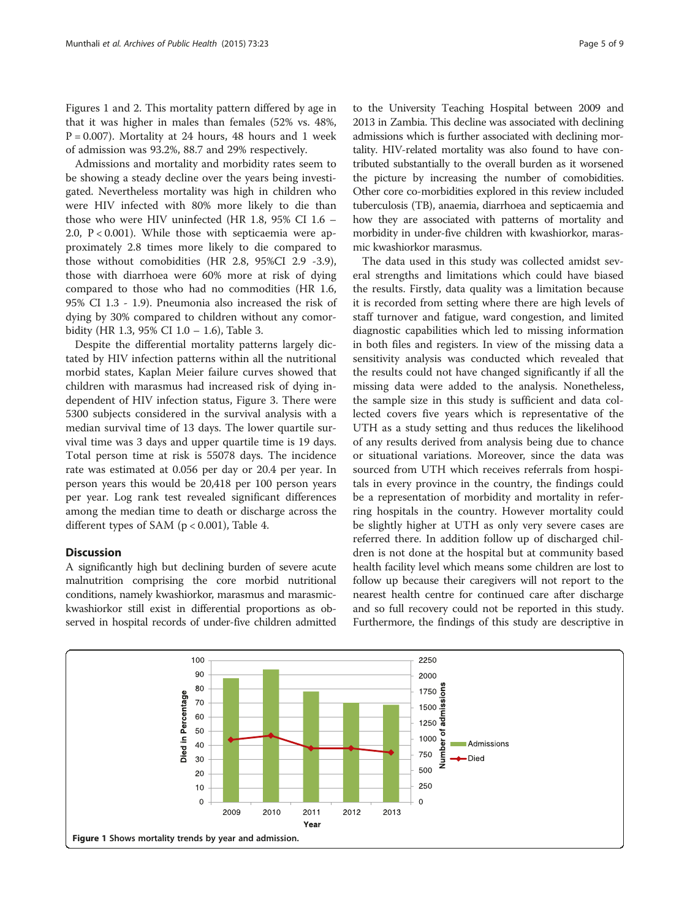Figures 1 and 2. This mortality pattern differed by age in that it was higher in males than females (52% vs. 48%, P = 0.007). Mortality at 24 hours, 48 hours and 1 week of admission was 93.2%, 88.7 and 29% respectively.

Admissions and mortality and morbidity rates seem to be showing a steady decline over the years being investigated. Nevertheless mortality was high in children who were HIV infected with 80% more likely to die than those who were HIV uninfected (HR 1.8, 95% CI 1.6 – 2.0, P < 0.001). While those with septicaemia were approximately 2.8 times more likely to die compared to those without comobidities (HR 2.8, 95%CI 2.9 -3.9), those with diarrhoea were 60% more at risk of dying compared to those who had no commodities (HR 1.6, 95% CI 1.3 - 1.9). Pneumonia also increased the risk of dying by 30% compared to children without any comorbidity (HR 1.3, 95% CI 1.0 – 1.6), Table 3.

Despite the differential mortality patterns largely dictated by HIV infection patterns within all the nutritional morbid states, Kaplan Meier failure curves showed that children with marasmus had increased risk of dying independent of HIV infection status, Figure 3. There were 5300 subjects considered in the survival analysis with a median survival time of 13 days. The lower quartile survival time was 3 days and upper quartile time is 19 days. Total person time at risk is 55078 days. The incidence rate was estimated at 0.056 per day or 20.4 per year. In person years this would be 20,418 per 100 person years per year. Log rank test revealed significant differences among the median time to death or discharge across the different types of SAM (p < 0.001), Table 4.

## Discussion

A significantly high but declining burden of severe acute malnutrition comprising the core morbid nutritional conditions, namely kwashiorkor, marasmus and marasmic-kwashiorkor still exist in differential proportions as observed in hospital records of under-five children admitted to the University Teaching Hospital between 2009 and 2013 in Zambia. This decline was associated with declining admissions which is further associated with declining mortality. HIV-related mortality was also found to have contributed substantially to the overall burden as it worsened the picture by increasing the number of comobidities. Other core co-morbidities explored in this review included tuberculosis (TB), anaemia, diarrhoea and septicaemia and how they are associated with patterns of mortality and morbidity in under-five children with kwashiorkor, marasmic kwashiorkor marasmus.

The data used in this study was collected amidst several strengths and limitations which could have biased the results. Firstly, data quality was a limitation because it is recorded from setting where there are high levels of staff turnover and fatigue, ward congestion, and limited diagnostic capabilities which led to missing information in both files and registers. In view of the missing data a sensitivity analysis was conducted which revealed that the results could not have changed significantly if all the missing data were added to the analysis. Nonetheless, the sample size in this study is sufficient and data collected covers five years which is representative of the UTH as a study setting and thus reduces the likelihood of any results derived from analysis being due to chance or situational variations. Moreover, since the data was sourced from UTH which receives referrals from hospitals in every province in the country, the findings could be a representation of morbidity and mortality in referring hospitals in the country. However mortality could be slightly higher at UTH as only very severe cases are referred there. In addition follow up of discharged children is not done at the hospital but at community based health facility level which means some children are lost to follow up because their caregivers will not report to the nearest health centre for continued care after discharge and so full recovery could not be reported in this study. Furthermore, the findings of this study are descriptive in

Died in Percentage
100
90
80
70
60
50
40
30
20
10
0

Number of admissions
2250
2000
1750
1500
1250
1000
750
500
250
0

Admissions
Died

2009
2010
2011
2012
2013
Year

**Figure 1** Shows mortality trends by year and admission.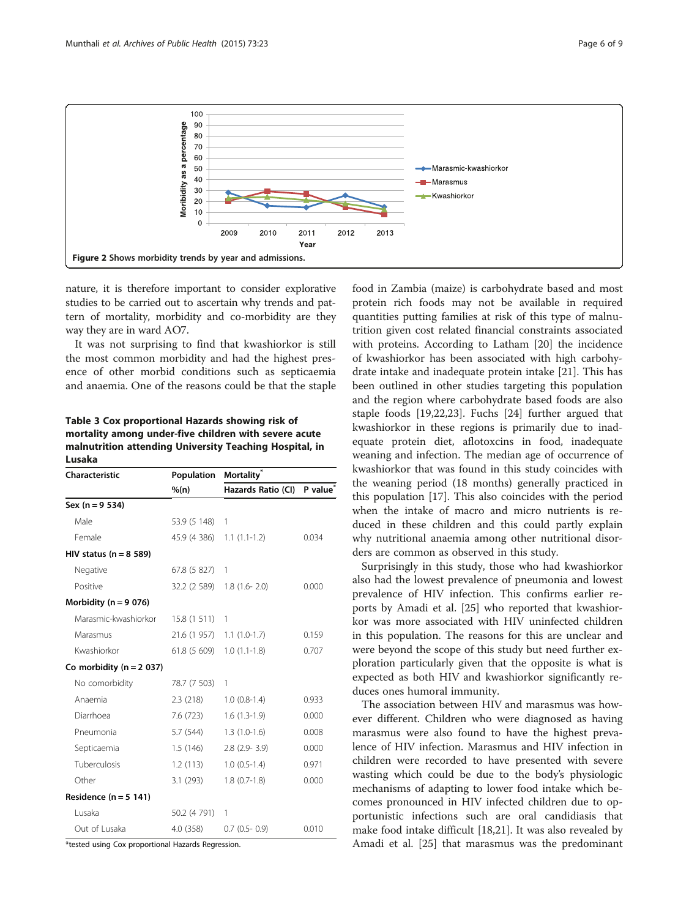Figure 2 Shows morbidity trends by year and admissions.

nature, it is therefore important to consider explorative studies to be carried out to ascertain why trends and pattern of mortality, morbidity and co-morbidity are they way they are in ward AO7.

It was not surprising to find that kwashiorkor is still the most common morbidity and had the highest presence of other morbid conditions such as septicaemia and anaemia. One of the reasons could be that the staple food in Zambia (maize) is carbohydrate based and most protein rich foods may not be available in required quantities putting families at risk of this type of malnutrition given cost related financial constraints associated with proteins. According to Latham [20] the incidence of kwashiorkor has been associated with high carbohydrate intake and inadequate protein intake [21]. This has been outlined in other studies targeting this population and the region where carbohydrate based foods are also staple foods [19,22,23]. Fuchs [24] further argued that kwashiorkor in these regions is primarily due to inadequate protein diet, aflotoxcins in food, inadequate weaning and infection. The median age of occurrence of kwashiorkor that was found in this study coincides with the weaning period (18 months) generally practiced in this population [17]. This also coincides with the period when the intake of macro and micro nutrients is reduced in these children and this could partly explain why nutritional anaemia among other nutritional disorders are common as observed in this study.

**Table 3 Cox proportional Hazards showing risk of mortality among under-five children with severe acute malnutrition attending University Teaching Hospital, in Lusaka**

| Characteristic | Population | Mortality* | |
|---|---|---|---|
| | %(n) | Hazards Ratio (CI) | P value* |
| **Sex (n = 9 534)** | | | |
| Male | 53.9 (5 148) | 1 | |
| Female | 45.9 (4 386) | 1.1 (1.1-1.2) | 0.034 |
| **HIV status (n = 8 589)** | | | |
| Negative | 67.8 (5 827) | 1 | |
| Positive | 32.2 (2 589) | 1.8 (1.6- 2.0) | 0.000 |
| **Morbidity (n = 9 076)** | | | |
| Marasmic-kwashiorkor | 15.8 (1 511) | 1 | |
| Marasmus | 21.6 (1 957) | 1.1 (1.0-1.7) | 0.159 |
| Kwashiorkor | 61.8 (5 609) | 1.0 (1.1-1.8) | 0.707 |
| **Co morbidity (n = 2 037)** | | | |
| No comorbidity | 78.7 (7 503) | 1 | |
| Anaemia | 2.3 (218) | 1.0 (0.8-1.4) | 0.933 |
| Diarrhoea | 7.6 (723) | 1.6 (1.3-1.9) | 0.000 |
| Pneumonia | 5.7 (544) | 1.3 (1.0-1.6) | 0.008 |
| Septicaemia | 1.5 (146) | 2.8 (2.9- 3.9) | 0.000 |
| Tuberculosis | 1.2 (113) | 1.0 (0.5-1.4) | 0.971 |
| Other | 3.1 (293) | 1.8 (0.7-1.8) | 0.000 |
| **Residence (n = 5 141)** | | | |
| Lusaka | 50.2 (4 791) | 1 | |
| Out of Lusaka | 4.0 (358) | 0.7 (0.5- 0.9) | 0.010 |

*tested using Cox proportional Hazards Regression.

Surprisingly in this study, those who had kwashiorkor also had the lowest prevalence of pneumonia and lowest prevalence of HIV infection. This confirms earlier reports by Amadi et al. [25] who reported that kwashiorkor was more associated with HIV uninfected children in this population. The reasons for this are unclear and were beyond the scope of this study but need further exploration particularly given that the opposite is what is expected as both HIV and kwashiorkor significantly reduces ones humoral immunity.

The association between HIV and marasmus was however different. Children who were diagnosed as having marasmus were also found to have the highest prevalence of HIV infection. Marasmus and HIV infection in children were recorded to have presented with severe wasting which could be due to the body's physiologic mechanisms of adapting to lower food intake which becomes pronounced in HIV infected children due to opportunistic infections such are oral candidiasis that make food intake difficult [18,21]. It was also revealed by Amadi et al. [25] that marasmus was the predominant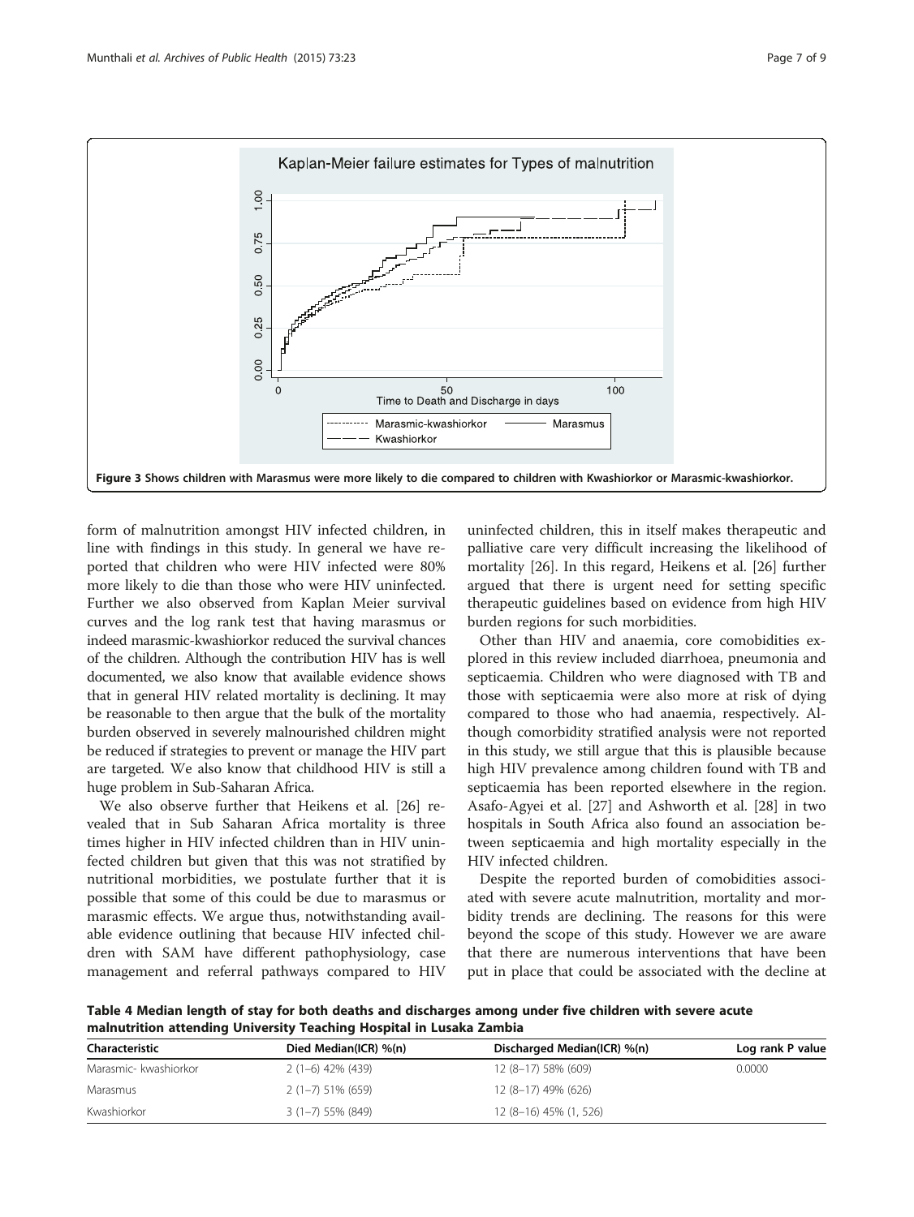Kaplan-Meier failure estimates for Types of malnutrition

1.00

0.75

0.50

0.25

0.00

0

50

100

Time to Death and Discharge in days

Marasmic-kwashiorkor

Marasmus

Kwashiorkor

**Figure 3** Shows children with Marasmus were more likely to die compared to children with Kwashiorkor or Marasmic-kwashiorkor.

form of malnutrition amongst HIV infected children, in line with findings in this study. In general we have reported that children who were HIV infected were 80% more likely to die than those who were HIV uninfected. Further we also observed from Kaplan Meier survival curves and the log rank test that having marasmus or indeed marasmic-kwashiorkor reduced the survival chances of the children. Although the contribution HIV has is well documented, we also know that available evidence shows that in general HIV related mortality is declining. It may be reasonable to then argue that the bulk of the mortality burden observed in severely malnourished children might be reduced if strategies to prevent or manage the HIV part are targeted. We also know that childhood HIV is still a huge problem in Sub-Saharan Africa.

We also observe further that Heikens et al. [26] revealed that in Sub Saharan Africa mortality is three times higher in HIV infected children than in HIV uninfected children but given that this was not stratified by nutritional morbidities, we postulate further that it is possible that some of this could be due to marasmus or marasmic effects. We argue thus, notwithstanding available evidence outlining that because HIV infected children with SAM have different pathophysiology, case management and referral pathways compared to HIV uninfected children, this in itself makes therapeutic and palliative care very difficult increasing the likelihood of mortality [26]. In this regard, Heikens et al. [26] further argued that there is urgent need for setting specific therapeutic guidelines based on evidence from high HIV burden regions for such morbidities.

Other than HIV and anaemia, core comobidities explored in this review included diarrhoea, pneumonia and septicaemia. Children who were diagnosed with TB and those with septicaemia were also more at risk of dying compared to those who had anaemia, respectively. Although comorbidity stratified analysis were not reported in this study, we still argue that this is plausible because high HIV prevalence among children found with TB and septicaemia has been reported elsewhere in the region. Asafo-Agyei et al. [27] and Ashworth et al. [28] in two hospitals in South Africa also found an association between septicaemia and high mortality especially in the HIV infected children.

Despite the reported burden of comobidities associated with severe acute malnutrition, mortality and morbidity trends are declining. The reasons for this were beyond the scope of this study. However we are aware that there are numerous interventions that have been put in place that could be associated with the decline at

**Table 4 Median length of stay for both deaths and discharges among under five children with severe acute malnutrition attending University Teaching Hospital in Lusaka Zambia**

| Characteristic | Died Median(ICR) %(n) | Discharged Median(ICR) %(n) | Log rank P value |
|---|---|---|---|
| Marasmic- kwashiorkor | 2 (1–6) 42% (439) | 12 (8–17) 58% (609) | 0.0000 |
| Marasmus | 2 (1–7) 51% (659) | 12 (8–17) 49% (626) | |
| Kwashiorkor | 3 (1–7) 55% (849) | 12 (8–16) 45% (1, 526) | |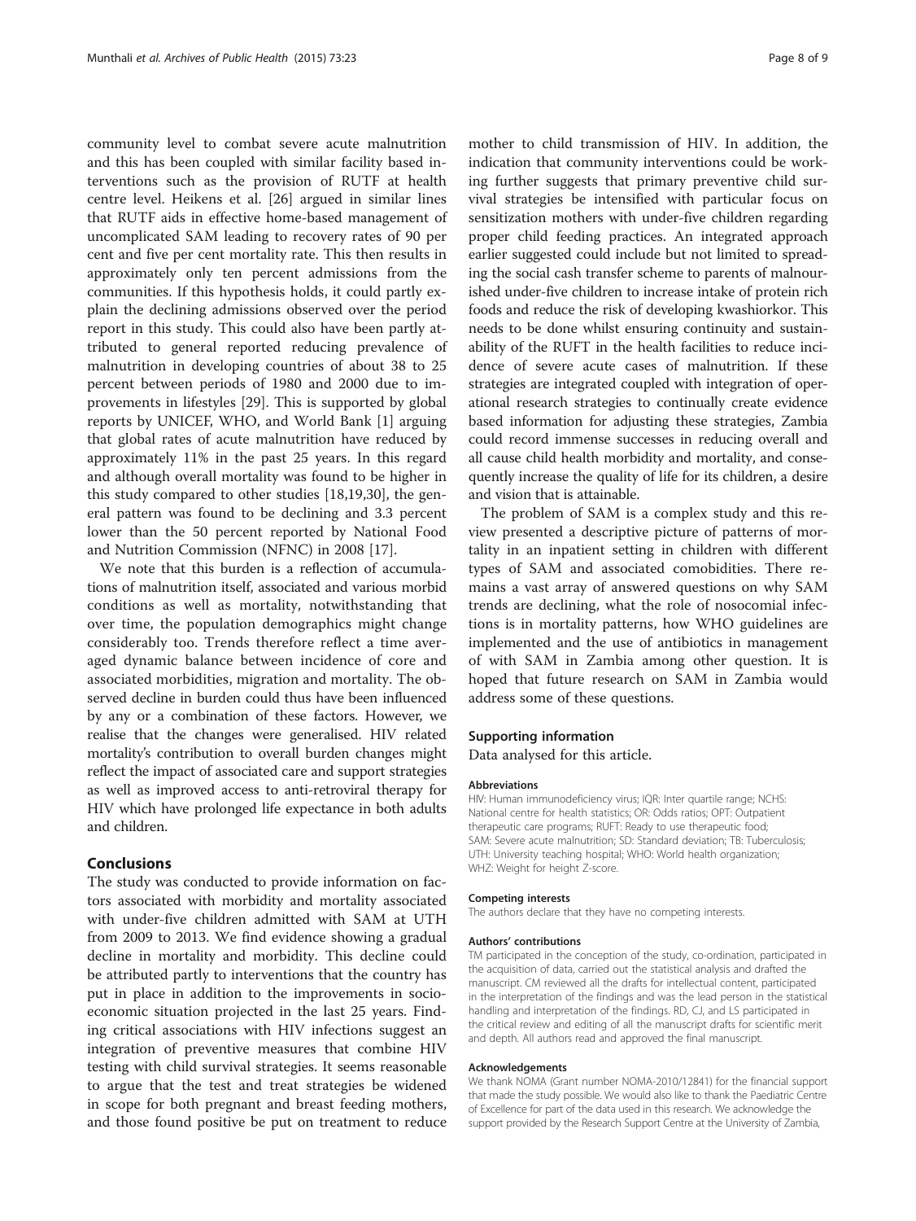community level to combat severe acute malnutrition and this has been coupled with similar facility based interventions such as the provision of RUTF at health centre level. Heikens et al. [26] argued in similar lines that RUTF aids in effective home-based management of uncomplicated SAM leading to recovery rates of 90 per cent and five per cent mortality rate. This then results in approximately only ten percent admissions from the communities. If this hypothesis holds, it could partly explain the declining admissions observed over the period report in this study. This could also have been partly attributed to general reported reducing prevalence of malnutrition in developing countries of about 38 to 25 percent between periods of 1980 and 2000 due to improvements in lifestyles [29]. This is supported by global reports by UNICEF, WHO, and World Bank [1] arguing that global rates of acute malnutrition have reduced by approximately 11% in the past 25 years. In this regard and although overall mortality was found to be higher in this study compared to other studies [18,19,30], the general pattern was found to be declining and 3.3 percent lower than the 50 percent reported by National Food and Nutrition Commission (NFNC) in 2008 [17].

We note that this burden is a reflection of accumulations of malnutrition itself, associated and various morbid conditions as well as mortality, notwithstanding that over time, the population demographics might change considerably too. Trends therefore reflect a time averaged dynamic balance between incidence of core and associated morbidities, migration and mortality. The observed decline in burden could thus have been influenced by any or a combination of these factors. However, we realise that the changes were generalised. HIV related mortality's contribution to overall burden changes might reflect the impact of associated care and support strategies as well as improved access to anti-retroviral therapy for HIV which have prolonged life expectance in both adults and children.

## Conclusions

The study was conducted to provide information on factors associated with morbidity and mortality associated with under-five children admitted with SAM at UTH from 2009 to 2013. We find evidence showing a gradual decline in mortality and morbidity. This decline could be attributed partly to interventions that the country has put in place in addition to the improvements in socioeconomic situation projected in the last 25 years. Finding critical associations with HIV infections suggest an integration of preventive measures that combine HIV testing with child survival strategies. It seems reasonable to argue that the test and treat strategies be widened in scope for both pregnant and breast feeding mothers, and those found positive be put on treatment to reduce mother to child transmission of HIV. In addition, the indication that community interventions could be working further suggests that primary preventive child survival strategies be intensified with particular focus on sensitization mothers with under-five children regarding proper child feeding practices. An integrated approach earlier suggested could include but not limited to spreading the social cash transfer scheme to parents of malnourished under-five children to increase intake of protein rich foods and reduce the risk of developing kwashiorkor. This needs to be done whilst ensuring continuity and sustainability of the RUFT in the health facilities to reduce incidence of severe acute cases of malnutrition. If these strategies are integrated coupled with integration of operational research strategies to continually create evidence based information for adjusting these strategies, Zambia could record immense successes in reducing overall and all cause child health morbidity and mortality, and consequently increase the quality of life for its children, a desire and vision that is attainable.

The problem of SAM is a complex study and this review presented a descriptive picture of patterns of mortality in an inpatient setting in children with different types of SAM and associated comobidities. There remains a vast array of answered questions on why SAM trends are declining, what the role of nosocomial infections is in mortality patterns, how WHO guidelines are implemented and the use of antibiotics in management of with SAM in Zambia among other question. It is hoped that future research on SAM in Zambia would address some of these questions.

### Supporting information

Data analysed for this article.

#### Abbreviations

HIV: Human immunodeficiency virus; IQR: Inter quartile range; NCHS: National centre for health statistics; OR: Odds ratios; OPT: Outpatient therapeutic care programs; RUFT: Ready to use therapeutic food; SAM: Severe acute malnutrition; SD: Standard deviation; TB: Tuberculosis; UTH: University teaching hospital; WHO: World health organization; WHZ: Weight for height Z-score.

#### Competing interests

The authors declare that they have no competing interests.

#### Authors' contributions

TM participated in the conception of the study, co-ordination, participated in the acquisition of data, carried out the statistical analysis and drafted the manuscript. CM reviewed all the drafts for intellectual content, participated in the interpretation of the findings and was the lead person in the statistical handling and interpretation of the findings. RD, CJ, and LS participated in the critical review and editing of all the manuscript drafts for scientific merit and depth. All authors read and approved the final manuscript.

#### Acknowledgements

We thank NOMA (Grant number NOMA-2010/12841) for the financial support that made the study possible. We would also like to thank the Paediatric Centre of Excellence for part of the data used in this research. We acknowledge the support provided by the Research Support Centre at the University of Zambia,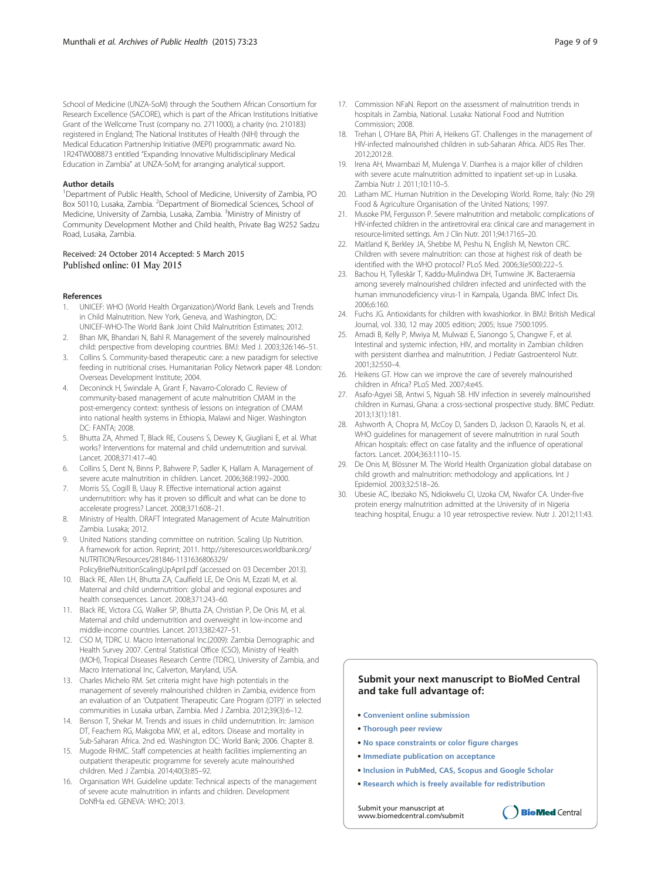School of Medicine (UNZA-SoM) through the Southern African Consortium for Research Excellence (SACORE), which is part of the African Institutions Initiative Grant of the Wellcome Trust (company no. 2711000), a charity (no. 210183) registered in England; The National Institutes of Health (NIH) through the Medical Education Partnership Initiative (MEPI) programmatic award No. 1R24TW008873 entitled "Expanding Innovative Multidisciplinary Medical Education in Zambia" at UNZA-SoM; for arranging analytical support.

#### Author details

[1]Department of Public Health, School of Medicine, University of Zambia, PO Box 50110, Lusaka, Zambia. [2]Department of Biomedical Sciences, School of Medicine, University of Zambia, Lusaka, Zambia. [3]Ministry of Ministry of Community Development Mother and Child health, Private Bag W252 Sadzu Road, Lusaka, Zambia.

Received: 24 October 2014 Accepted: 5 March 2015
Published online: 01 May 2015

#### References

1. UNICEF: WHO (World Health Organization)/World Bank. Levels and Trends in Child Malnutrition. New York, Geneva, and Washington, DC: UNICEF-WHO-The World Bank Joint Child Malnutrition Estimates; 2012.
2. Bhan MK, Bhandari N, Bahl R. Management of the severely malnourished child: perspective from developing countries. BMJ: Med J. 2003;326:146–51.
3. Collins S. Community-based therapeutic care: a new paradigm for selective feeding in nutritional crises. Humanitarian Policy Network paper 48. London: Overseas Development Institute; 2004.
4. Deconinck H, Swindale A, Grant F, Navarro-Colorado C. Review of community-based management of acute malnutrition CMAM in the post-emergency context: synthesis of lessons on integration of CMAM into national health systems in Ethiopia, Malawi and Niger. Washington DC: FANTA; 2008.
5. Bhutta ZA, Ahmed T, Black RE, Cousens S, Dewey K, Giugliani E, et al. What works? Interventions for maternal and child undernutrition and survival. Lancet. 2008;371:417–40.
6. Collins S, Dent N, Binns P, Bahwere P, Sadler K, Hallam A. Management of severe acute malnutrition in children. Lancet. 2006;368:1992–2000.
7. Morris SS, Cogill B, Uauy R. Effective international action against undernutrition: why has it proven so difficult and what can be done to accelerate progress? Lancet. 2008;371:608–21.
8. Ministry of Health. DRAFT Integrated Management of Acute Malnutrition Zambia. Lusaka; 2012.
9. United Nations standing committee on nutrition. Scaling Up Nutrition. A framework for action. Reprint; 2011. http://siteresources.worldbank.org/NUTRITION/Resources/281846-1131636806329/PolicyBriefNutritionScalingUpApril.pdf (accessed on 03 December 2013).
10. Black RE, Allen LH, Bhutta ZA, Caulfield LE, De Onis M, Ezzati M, et al. Maternal and child undernutrition: global and regional exposures and health consequences. Lancet. 2008;371:243–60.
11. Black RE, Victora CG, Walker SP, Bhutta ZA, Christian P, De Onis M, et al. Maternal and child undernutrition and overweight in low-income and middle-income countries. Lancet. 2013;382:427–51.
12. CSO M, TDRC U. Macro International Inc.(2009): Zambia Demographic and Health Survey 2007. Central Statistical Office (CSO), Ministry of Health (MOH), Tropical Diseases Research Centre (TDRC), University of Zambia, and Macro International Inc, Calverton, Maryland, USA.
13. Charles Michelo RM. Set criteria might have high potentials in the management of severely malnourished children in Zambia, evidence from an evaluation of an 'Outpatient Therapeutic Care Program (OTP)' in selected communities in Lusaka urban, Zambia. Med J Zambia. 2012;39(3):6–12.
14. Benson T, Shekar M. Trends and issues in child undernutrition. In: Jamison DT, Feachem RG, Makgoba MW, et al., editors. Disease and mortality in Sub-Saharan Africa. 2nd ed. Washington DC: World Bank; 2006. Chapter 8.
15. Mugode RHMC. Staff competencies at health facilities implementing an outpatient therapeutic programme for severely acute malnourished children. Med J Zambia. 2014;40(3):85–92.
16. Organisation WH. Guideline update: Technical aspects of the management of severe acute malnutrition in infants and children. Development DoNfHa ed. GENEVA: WHO; 2013.
17. Commission NFaN. Report on the assessment of malnutrition trends in hospitals in Zambia, National. Lusaka: National Food and Nutrition Commission; 2008.
18. Trehan I, O'Hare BA, Phiri A, Heikens GT. Challenges in the management of HIV-infected malnourished children in sub-Saharan Africa. AIDS Res Ther. 2012;2012:8.
19. Irena AH, Mwambazi M, Mulenga V. Diarrhea is a major killer of children with severe acute malnutrition admitted to inpatient set-up in Lusaka. Zambia Nutr J. 2011;10:110–5.
20. Latham MC. Human Nutrition in the Developing World. Rome, Italy: (No 29) Food & Agriculture Organisation of the United Nations; 1997.
21. Musoke PM, Fergusson P. Severe malnutrition and metabolic complications of HIV-infected children in the antiretroviral era: clinical care and management in resource-limited settings. Am J Clin Nutr. 2011;94:1716S–20.
22. Maitland K, Berkley JA, Shebbe M, Peshu N, English M, Newton CRC. Children with severe malnutrition: can those at highest risk of death be identified with the WHO protocol? PLoS Med. 2006;3(e500):222–5.
23. Bachou H, Tylleskär T, Kaddu-Mulindwa DH, Tumwine JK. Bacteraemia among severely malnourished children infected and uninfected with the human immunodeficiency virus-1 in Kampala, Uganda. BMC Infect Dis. 2006;6:160.
24. Fuchs JG. Antioxidants for children with kwashiorkor. In BMJ: British Medical Journal, vol. 330, 12 may 2005 edition; 2005; Issue 7500:1095.
25. Amadi B, Kelly P, Mwiya M, Mulwazi E, Sianongo S, Changwe F, et al. Intestinal and systemic infection, HIV, and mortality in Zambian children with persistent diarrhea and malnutrition. J Pediatr Gastroenterol Nutr. 2001;32:550–4.
26. Heikens GT. How can we improve the care of severely malnourished children in Africa? PLoS Med. 2007;4:e45.
27. Asafo-Agyei SB, Antwi S, Nguah SB. HIV infection in severely malnourished children in Kumasi, Ghana: a cross-sectional prospective study. BMC Pediatr. 2013;13(1):181.
28. Ashworth A, Chopra M, McCoy D, Sanders D, Jackson D, Karaolis N, et al. WHO guidelines for management of severe malnutrition in rural South African hospitals: effect on case fatality and the influence of operational factors. Lancet. 2004;363:1110–15.
29. De Onis M, Blössner M. The World Health Organization global database on child growth and malnutrition: methodology and applications. Int J Epidemiol. 2003;32:518–26.
30. Ubesie AC, Ibeziako NS, Ndiokwelu CI, Uzoka CM, Nwafor CA. Under-five protein energy malnutrition admitted at the University of in Nigeria teaching hospital, Enugu: a 10 year retrospective review. Nutr J. 2012;11:43.

**Submit your next manuscript to BioMed Central and take full advantage of:**

- Convenient online submission
- Thorough peer review
- No space constraints or color figure charges
- Immediate publication on acceptance
- Inclusion in PubMed, CAS, Scopus and Google Scholar
- Research which is freely available for redistribution

Submit your manuscript at
www.biomedcentral.com/submit

BioMed Central